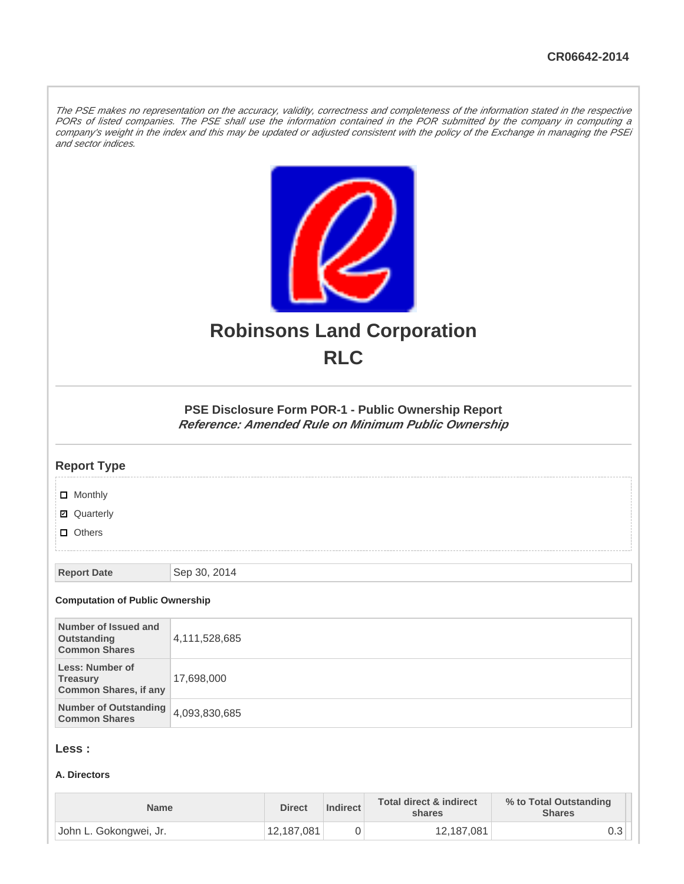CR06642-2014

*The PSE makes no representation on the accuracy, validity, correctness and completeness of the information stated in the respective PORs of listed companies. The PSE shall use the information contained in the POR submitted by the company in computing a company's weight in the index and this may be updated or adjusted consistent with the policy of the Exchange in managing the PSEi and sector indices.*

# Robinsons Land Corporation
# RLC

### PSE Disclosure Form POR-1 - Public Ownership Report
***Reference: Amended Rule on Minimum Public Ownership***

## Report Type

- [ ] Monthly
- [x] Quarterly
- [ ] Others

| Report Date | Sep 30, 2014 |
|---|---|

**Computation of Public Ownership**

| Number of Issued and Outstanding Common Shares | 4,111,528,685 |
|---|---|
| Less: Number of Treasury Common Shares, if any | 17,698,000 |
| Number of Outstanding Common Shares | 4,093,830,685 |

## Less :

**A. Directors**

| Name | Direct | Indirect | Total direct & indirect shares | % to Total Outstanding Shares |
|---|---|---|---|---|
| John L. Gokongwei, Jr. | 12,187,081 | 0 | 12,187,081 | 0.3 |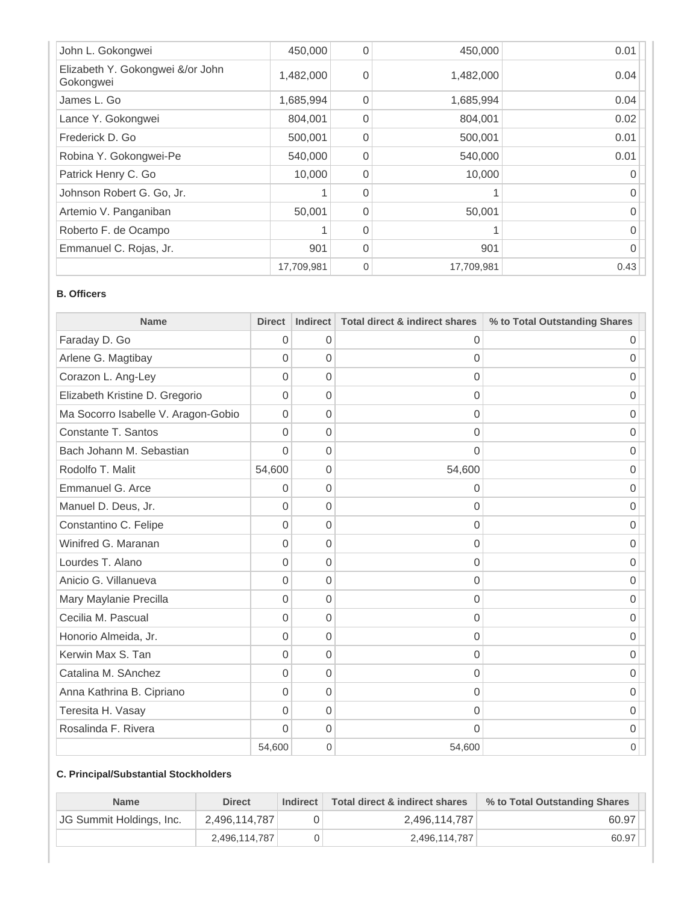| | | | | |
|---|---|---|---|---|
| John L. Gokongwei | 450,000 | 0 | 450,000 | 0.01 |
| Elizabeth Y. Gokongwei &/or John Gokongwei | 1,482,000 | 0 | 1,482,000 | 0.04 |
| James L. Go | 1,685,994 | 0 | 1,685,994 | 0.04 |
| Lance Y. Gokongwei | 804,001 | 0 | 804,001 | 0.02 |
| Frederick D. Go | 500,001 | 0 | 500,001 | 0.01 |
| Robina Y. Gokongwei-Pe | 540,000 | 0 | 540,000 | 0.01 |
| Patrick Henry C. Go | 10,000 | 0 | 10,000 | 0 |
| Johnson Robert G. Go, Jr. | 1 | 0 | 1 | 0 |
| Artemio V. Panganiban | 50,001 | 0 | 50,001 | 0 |
| Roberto F. de Ocampo | 1 | 0 | 1 | 0 |
| Emmanuel C. Rojas, Jr. | 901 | 0 | 901 | 0 |
| | 17,709,981 | 0 | 17,709,981 | 0.43 |

**B. Officers**

| Name | Direct | Indirect | Total direct & indirect shares | % to Total Outstanding Shares |
|---|---|---|---|---|
| Faraday D. Go | 0 | 0 | 0 | 0 |
| Arlene G. Magtibay | 0 | 0 | 0 | 0 |
| Corazon L. Ang-Ley | 0 | 0 | 0 | 0 |
| Elizabeth Kristine D. Gregorio | 0 | 0 | 0 | 0 |
| Ma Socorro Isabelle V. Aragon-Gobio | 0 | 0 | 0 | 0 |
| Constante T. Santos | 0 | 0 | 0 | 0 |
| Bach Johann M. Sebastian | 0 | 0 | 0 | 0 |
| Rodolfo T. Malit | 54,600 | 0 | 54,600 | 0 |
| Emmanuel G. Arce | 0 | 0 | 0 | 0 |
| Manuel D. Deus, Jr. | 0 | 0 | 0 | 0 |
| Constantino C. Felipe | 0 | 0 | 0 | 0 |
| Winifred G. Maranan | 0 | 0 | 0 | 0 |
| Lourdes T. Alano | 0 | 0 | 0 | 0 |
| Anicio G. Villanueva | 0 | 0 | 0 | 0 |
| Mary Maylanie Precilla | 0 | 0 | 0 | 0 |
| Cecilia M. Pascual | 0 | 0 | 0 | 0 |
| Honorio Almeida, Jr. | 0 | 0 | 0 | 0 |
| Kerwin Max S. Tan | 0 | 0 | 0 | 0 |
| Catalina M. SAnchez | 0 | 0 | 0 | 0 |
| Anna Kathrina B. Cipriano | 0 | 0 | 0 | 0 |
| Teresita H. Vasay | 0 | 0 | 0 | 0 |
| Rosalinda F. Rivera | 0 | 0 | 0 | 0 |
| | 54,600 | 0 | 54,600 | 0 |

**C. Principal/Substantial Stockholders**

| Name | Direct | Indirect | Total direct & indirect shares | % to Total Outstanding Shares |
|---|---|---|---|---|
| JG Summit Holdings, Inc. | 2,496,114,787 | 0 | 2,496,114,787 | 60.97 |
| | 2,496,114,787 | 0 | 2,496,114,787 | 60.97 |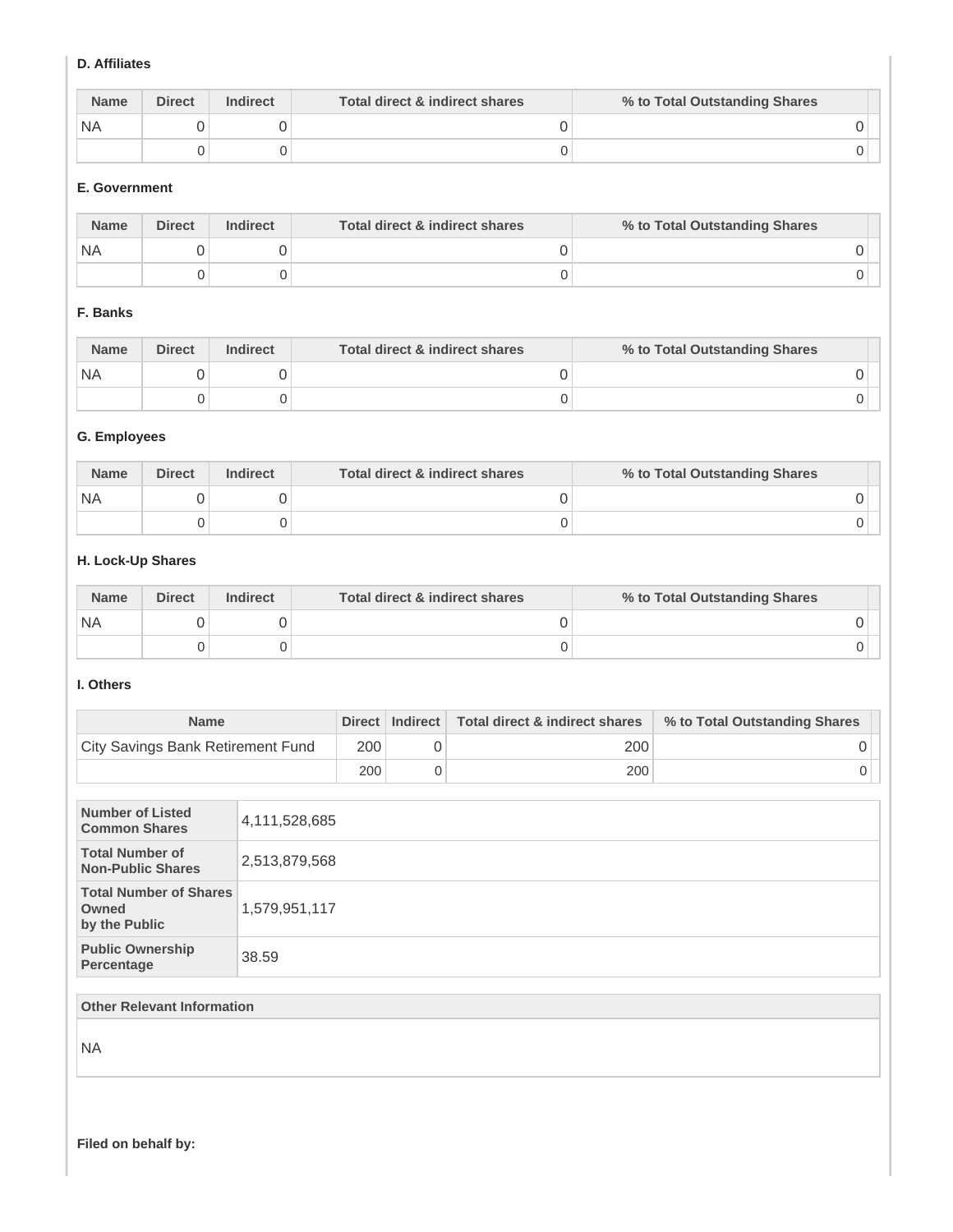#### D. Affiliates

| Name | Direct | Indirect | Total direct & indirect shares | % to Total Outstanding Shares |
|---|---|---|---|---|
| NA | 0 | 0 | 0 | 0 |
| | 0 | 0 | 0 | 0 |

#### E. Government

| Name | Direct | Indirect | Total direct & indirect shares | % to Total Outstanding Shares |
|---|---|---|---|---|
| NA | 0 | 0 | 0 | 0 |
| | 0 | 0 | 0 | 0 |

#### F. Banks

| Name | Direct | Indirect | Total direct & indirect shares | % to Total Outstanding Shares |
|---|---|---|---|---|
| NA | 0 | 0 | 0 | 0 |
| | 0 | 0 | 0 | 0 |

#### G. Employees

| Name | Direct | Indirect | Total direct & indirect shares | % to Total Outstanding Shares |
|---|---|---|---|---|
| NA | 0 | 0 | 0 | 0 |
| | 0 | 0 | 0 | 0 |

#### H. Lock-Up Shares

| Name | Direct | Indirect | Total direct & indirect shares | % to Total Outstanding Shares |
|---|---|---|---|---|
| NA | 0 | 0 | 0 | 0 |
| | 0 | 0 | 0 | 0 |

#### I. Others

| Name | Direct | Indirect | Total direct & indirect shares | % to Total Outstanding Shares |
|---|---|---|---|---|
| City Savings Bank Retirement Fund | 200 | 0 | 200 | 0 |
| | 200 | 0 | 200 | 0 |

| | |
|---|---|
| **Number of Listed Common Shares** | 4,111,528,685 |
| **Total Number of Non-Public Shares** | 2,513,879,568 |
| **Total Number of Shares Owned by the Public** | 1,579,951,117 |
| **Public Ownership Percentage** | 38.59 |

| Other Relevant Information |
|---|
| NA |

**Filed on behalf by:**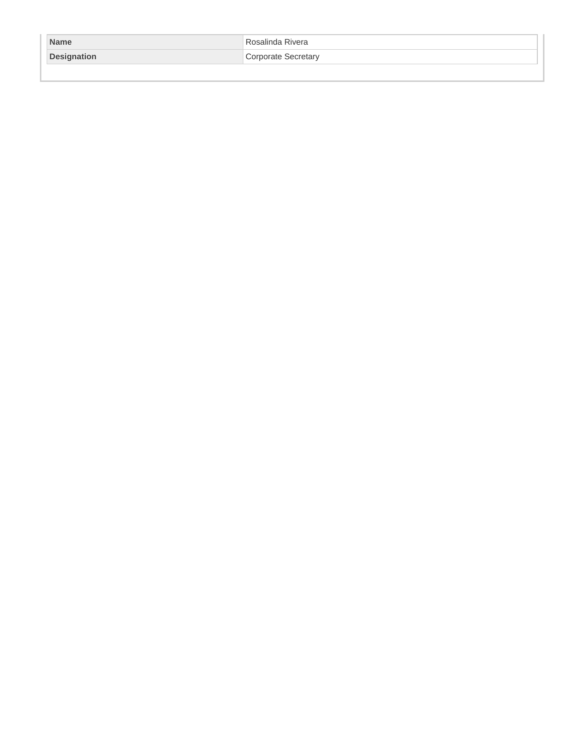| | |
|---|---|
| **Name** | Rosalinda Rivera |
| **Designation** | Corporate Secretary |